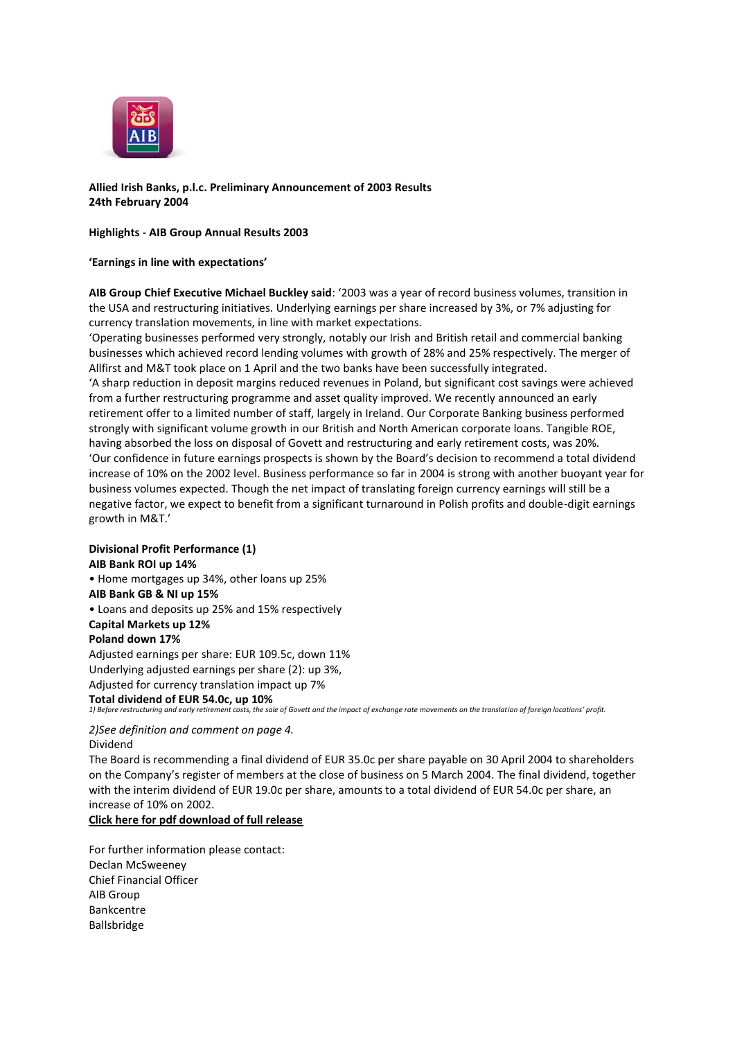**Allied Irish Banks, p.l.c. Preliminary Announcement of 2003 Results**
**24th February 2004**

**Highlights - AIB Group Annual Results 2003**

**'Earnings in line with expectations'**

**AIB Group Chief Executive Michael Buckley said**: '2003 was a year of record business volumes, transition in the USA and restructuring initiatives. Underlying earnings per share increased by 3%, or 7% adjusting for currency translation movements, in line with market expectations.

'Operating businesses performed very strongly, notably our Irish and British retail and commercial banking businesses which achieved record lending volumes with growth of 28% and 25% respectively. The merger of Allfirst and M&T took place on 1 April and the two banks have been successfully integrated.

'A sharp reduction in deposit margins reduced revenues in Poland, but significant cost savings were achieved from a further restructuring programme and asset quality improved. We recently announced an early retirement offer to a limited number of staff, largely in Ireland. Our Corporate Banking business performed strongly with significant volume growth in our British and North American corporate loans. Tangible ROE, having absorbed the loss on disposal of Govett and restructuring and early retirement costs, was 20%.

'Our confidence in future earnings prospects is shown by the Board's decision to recommend a total dividend increase of 10% on the 2002 level. Business performance so far in 2004 is strong with another buoyant year for business volumes expected. Though the net impact of translating foreign currency earnings will still be a negative factor, we expect to benefit from a significant turnaround in Polish profits and double-digit earnings growth in M&T.'

**Divisional Profit Performance (1)**

**AIB Bank ROI up 14%**

- Home mortgages up 34%, other loans up 25%

**AIB Bank GB & NI up 15%**

- Loans and deposits up 25% and 15% respectively

**Capital Markets up 12%**

**Poland down 17%**

Adjusted earnings per share: EUR 109.5c, down 11%

Underlying adjusted earnings per share (2): up 3%,

Adjusted for currency translation impact up 7%

**Total dividend of EUR 54.0c, up 10%**

*1) Before restructuring and early retirement costs, the sale of Govett and the impact of exchange rate movements on the translation of foreign locations' profit.*

*2)See definition and comment on page 4.*

Dividend

The Board is recommending a final dividend of EUR 35.0c per share payable on 30 April 2004 to shareholders on the Company's register of members at the close of business on 5 March 2004. The final dividend, together with the interim dividend of EUR 19.0c per share, amounts to a total dividend of EUR 54.0c per share, an increase of 10% on 2002.

**Click here for pdf download of full release**

For further information please contact:
Declan McSweeney
Chief Financial Officer
AIB Group
Bankcentre
Ballsbridge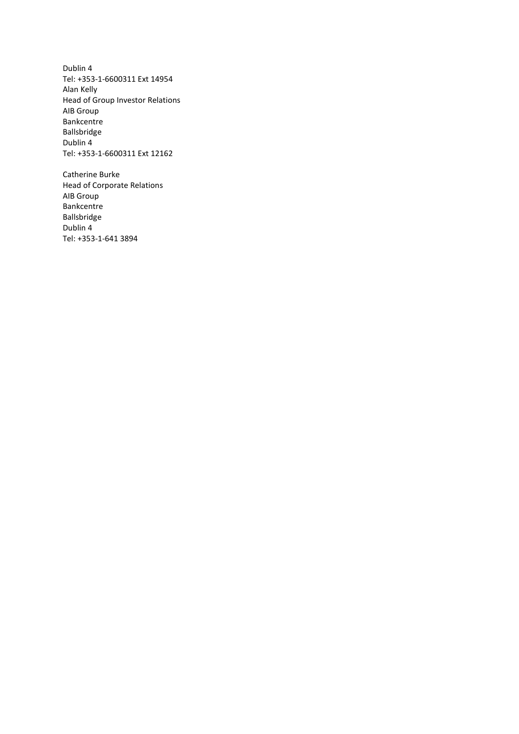Dublin 4
Tel: +353-1-6600311 Ext 14954
Alan Kelly
Head of Group Investor Relations
AIB Group
Bankcentre
Ballsbridge
Dublin 4
Tel: +353-1-6600311 Ext 12162

Catherine Burke
Head of Corporate Relations
AIB Group
Bankcentre
Ballsbridge
Dublin 4
Tel: +353-1-641 3894